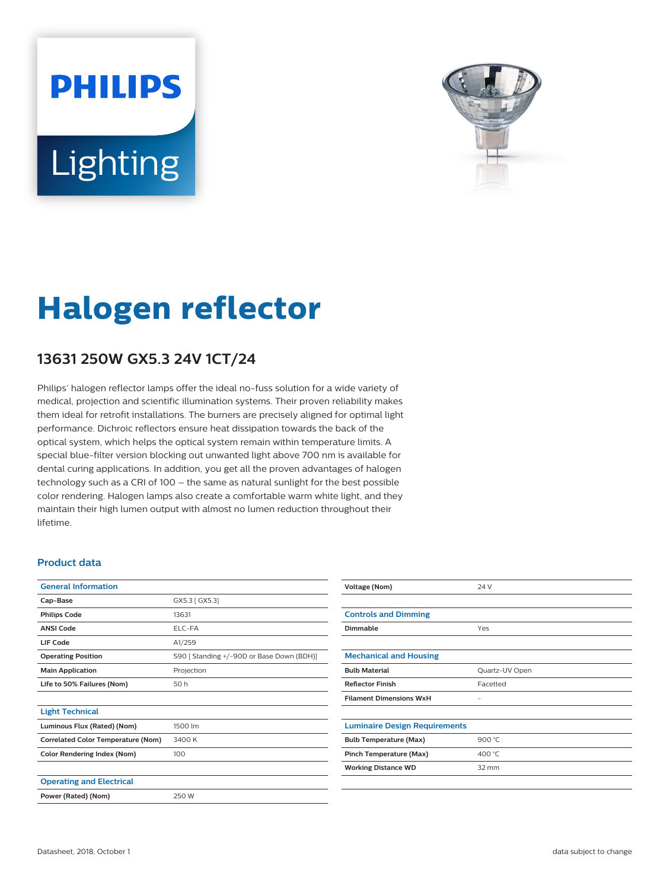PHILIPS

Lighting

# Halogen reflector

## 13631 250W GX5.3 24V 1CT/24

Philips' halogen reflector lamps offer the ideal no-fuss solution for a wide variety of medical, projection and scientific illumination systems. Their proven reliability makes them ideal for retrofit installations. The burners are precisely aligned for optimal light performance. Dichroic reflectors ensure heat dissipation towards the back of the optical system, which helps the optical system remain within temperature limits. A special blue-filter version blocking out unwanted light above 700 nm is available for dental curing applications. In addition, you get all the proven advantages of halogen technology such as a CRI of 100 – the same as natural sunlight for the best possible color rendering. Halogen lamps also create a comfortable warm white light, and they maintain their high lumen output with almost no lumen reduction throughout their lifetime.

### Product data

| General Information | |
|---|---|
| **Cap-Base** | GX5.3 [ GX5.3] |
| **Philips Code** | 13631 |
| **ANSI Code** | ELC-FA |
| **LIF Code** | A1/259 |
| **Operating Position** | S90 [ Standing +/-90D or Base Down (BDH)] |
| **Main Application** | Projection |
| **Life to 50% Failures (Nom)** | 50 h |

| Light Technical | |
|---|---|
| **Luminous Flux (Rated) (Nom)** | 1500 lm |
| **Correlated Color Temperature (Nom)** | 3400 K |
| **Color Rendering Index (Nom)** | 100 |

| Operating and Electrical | |
|---|---|
| **Power (Rated) (Nom)** | 250 W |
| **Voltage (Nom)** | 24 V |

| Controls and Dimming | |
|---|---|
| **Dimmable** | Yes |

| Mechanical and Housing | |
|---|---|
| **Bulb Material** | Quartz-UV Open |
| **Reflector Finish** | Facetted |
| **Filament Dimensions WxH** | - |

| Luminaire Design Requirements | |
|---|---|
| **Bulb Temperature (Max)** | 900 °C |
| **Pinch Temperature (Max)** | 400 °C |
| **Working Distance WD** | 32 mm |

Datasheet, 2018, October 1

data subject to change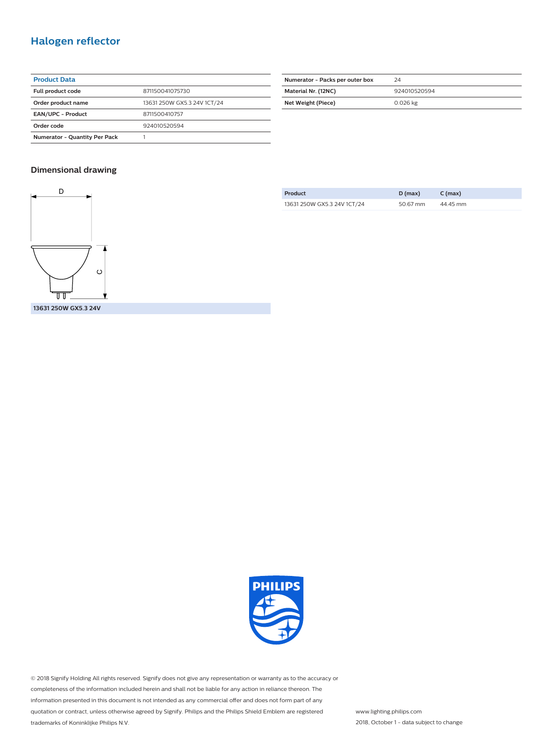## Halogen reflector

| Product Data | |
|---|---|
| Full product code | 871150041075730 |
| Order product name | 13631 250W GX5.3 24V 1CT/24 |
| EAN/UPC - Product | 8711500410757 |
| Order code | 924010520594 |
| Numerator - Quantity Per Pack | 1 |
| Numerator - Packs per outer box | 24 |
| Material Nr. (12NC) | 924010520594 |
| Net Weight (Piece) | 0.026 kg |

### Dimensional drawing

D

C

13631 250W GX5.3 24V

| Product | D (max) | C (max) |
|---|---|---|
| 13631 250W GX5.3 24V 1CT/24 | 50.67 mm | 44.45 mm |

© 2018 Signify Holding All rights reserved. Signify does not give any representation or warranty as to the accuracy or completeness of the information included herein and shall not be liable for any action in reliance thereon. The information presented in this document is not intended as any commercial offer and does not form part of any quotation or contract, unless otherwise agreed by Signify. Philips and the Philips Shield Emblem are registered trademarks of Koninklijke Philips N.V.

www.lighting.philips.com

2018, October 1 - data subject to change